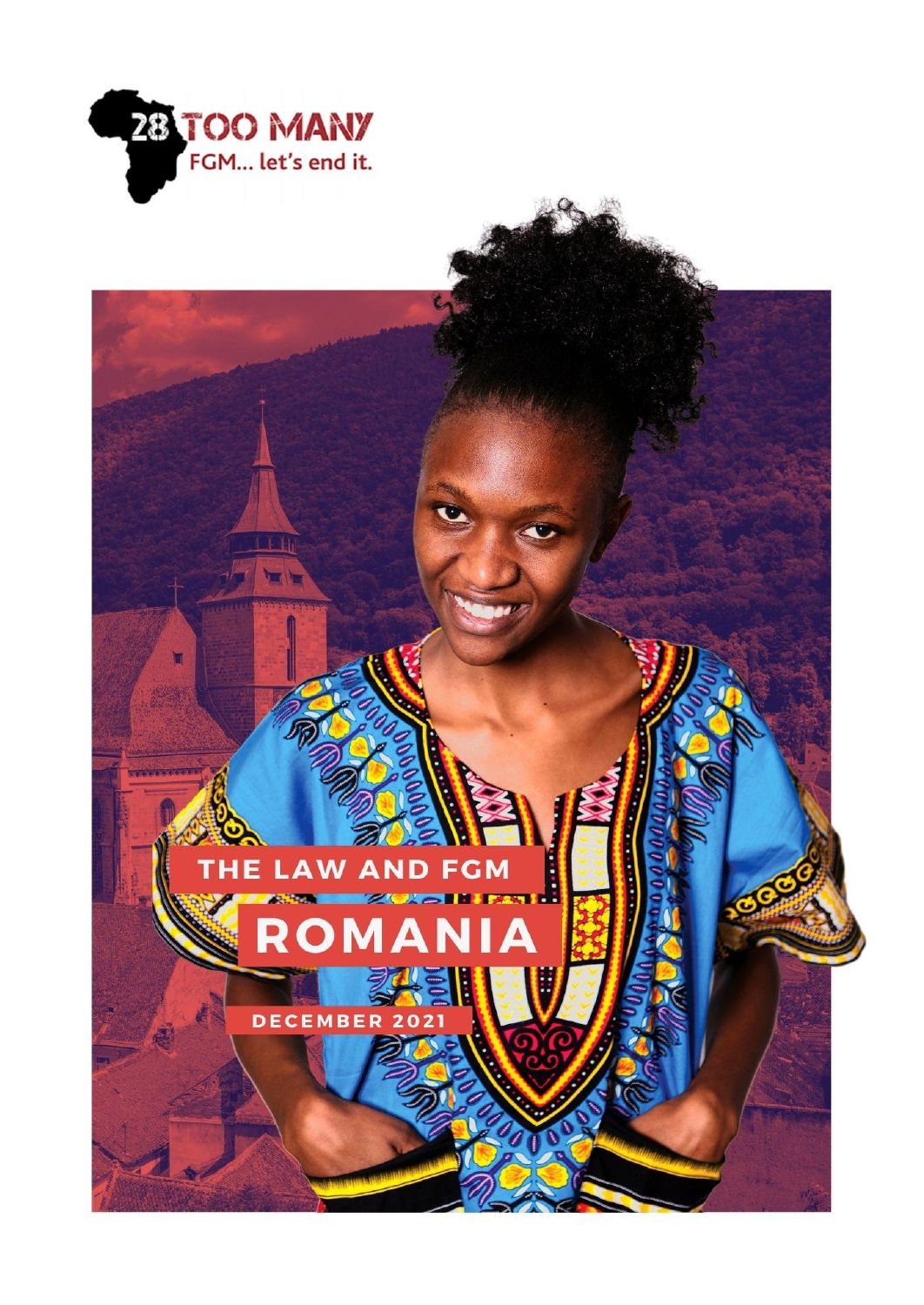28 TOO MANY

FGM... let's end it.

# THE LAW AND FGM

# ROMANIA

DECEMBER 2021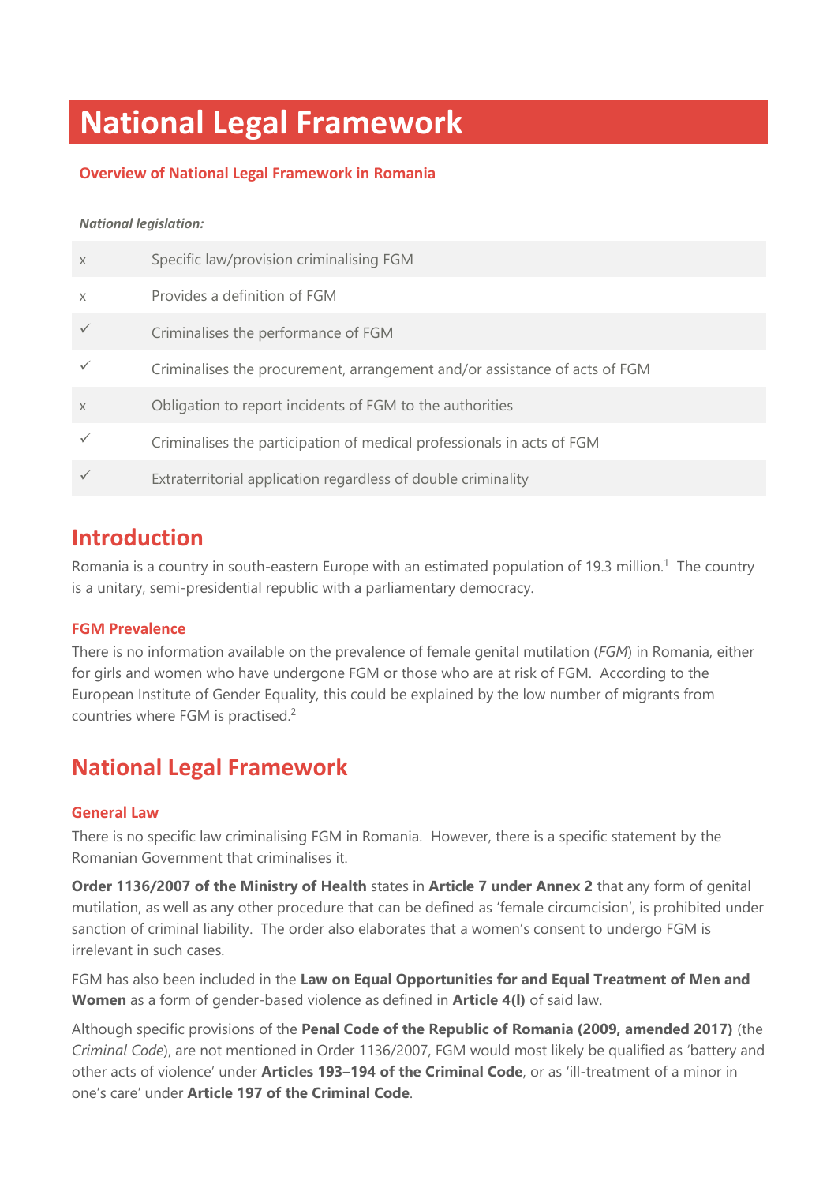# National Legal Framework

## Overview of National Legal Framework in Romania

***National legislation:***

| | |
|---|---|
| x | Specific law/provision criminalising FGM |
| x | Provides a definition of FGM |
| ✓ | Criminalises the performance of FGM |
| ✓ | Criminalises the procurement, arrangement and/or assistance of acts of FGM |
| x | Obligation to report incidents of FGM to the authorities |
| ✓ | Criminalises the participation of medical professionals in acts of FGM |
| ✓ | Extraterritorial application regardless of double criminality |

## Introduction

Romania is a country in south-eastern Europe with an estimated population of 19.3 million.[1] The country is a unitary, semi-presidential republic with a parliamentary democracy.

### FGM Prevalence

There is no information available on the prevalence of female genital mutilation (*FGM*) in Romania, either for girls and women who have undergone FGM or those who are at risk of FGM. According to the European Institute of Gender Equality, this could be explained by the low number of migrants from countries where FGM is practised.[2]

## National Legal Framework

### General Law

There is no specific law criminalising FGM in Romania. However, there is a specific statement by the Romanian Government that criminalises it.

**Order 1136/2007 of the Ministry of Health** states in **Article 7 under Annex 2** that any form of genital mutilation, as well as any other procedure that can be defined as 'female circumcision', is prohibited under sanction of criminal liability. The order also elaborates that a women's consent to undergo FGM is irrelevant in such cases.

FGM has also been included in the **Law on Equal Opportunities for and Equal Treatment of Men and Women** as a form of gender-based violence as defined in **Article 4(l)** of said law.

Although specific provisions of the **Penal Code of the Republic of Romania (2009, amended 2017)** (the *Criminal Code*), are not mentioned in Order 1136/2007, FGM would most likely be qualified as 'battery and other acts of violence' under **Articles 193–194 of the Criminal Code**, or as 'ill-treatment of a minor in one's care' under **Article 197 of the Criminal Code**.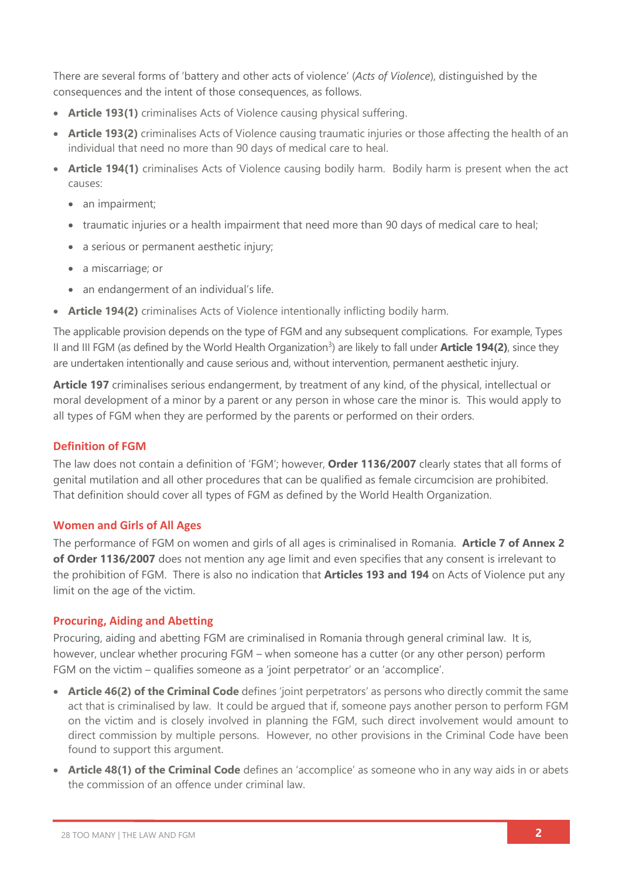There are several forms of 'battery and other acts of violence' (*Acts of Violence*), distinguished by the consequences and the intent of those consequences, as follows.

- **Article 193(1)** criminalises Acts of Violence causing physical suffering.
- **Article 193(2)** criminalises Acts of Violence causing traumatic injuries or those affecting the health of an individual that need no more than 90 days of medical care to heal.
- **Article 194(1)** criminalises Acts of Violence causing bodily harm. Bodily harm is present when the act causes:
  - an impairment;
  - traumatic injuries or a health impairment that need more than 90 days of medical care to heal;
  - a serious or permanent aesthetic injury;
  - a miscarriage; or
  - an endangerment of an individual's life.
- **Article 194(2)** criminalises Acts of Violence intentionally inflicting bodily harm.

The applicable provision depends on the type of FGM and any subsequent complications. For example, Types II and III FGM (as defined by the World Health Organization[3]) are likely to fall under **Article 194(2)**, since they are undertaken intentionally and cause serious and, without intervention, permanent aesthetic injury.

**Article 197** criminalises serious endangerment, by treatment of any kind, of the physical, intellectual or moral development of a minor by a parent or any person in whose care the minor is. This would apply to all types of FGM when they are performed by the parents or performed on their orders.

### Definition of FGM

The law does not contain a definition of 'FGM'; however, **Order 1136/2007** clearly states that all forms of genital mutilation and all other procedures that can be qualified as female circumcision are prohibited. That definition should cover all types of FGM as defined by the World Health Organization.

### Women and Girls of All Ages

The performance of FGM on women and girls of all ages is criminalised in Romania. **Article 7 of Annex 2 of Order 1136/2007** does not mention any age limit and even specifies that any consent is irrelevant to the prohibition of FGM. There is also no indication that **Articles 193 and 194** on Acts of Violence put any limit on the age of the victim.

### Procuring, Aiding and Abetting

Procuring, aiding and abetting FGM are criminalised in Romania through general criminal law. It is, however, unclear whether procuring FGM – when someone has a cutter (or any other person) perform FGM on the victim – qualifies someone as a 'joint perpetrator' or an 'accomplice'.

- **Article 46(2) of the Criminal Code** defines 'joint perpetrators' as persons who directly commit the same act that is criminalised by law. It could be argued that if, someone pays another person to perform FGM on the victim and is closely involved in planning the FGM, such direct involvement would amount to direct commission by multiple persons. However, no other provisions in the Criminal Code have been found to support this argument.
- **Article 48(1) of the Criminal Code** defines an 'accomplice' as someone who in any way aids in or abets the commission of an offence under criminal law.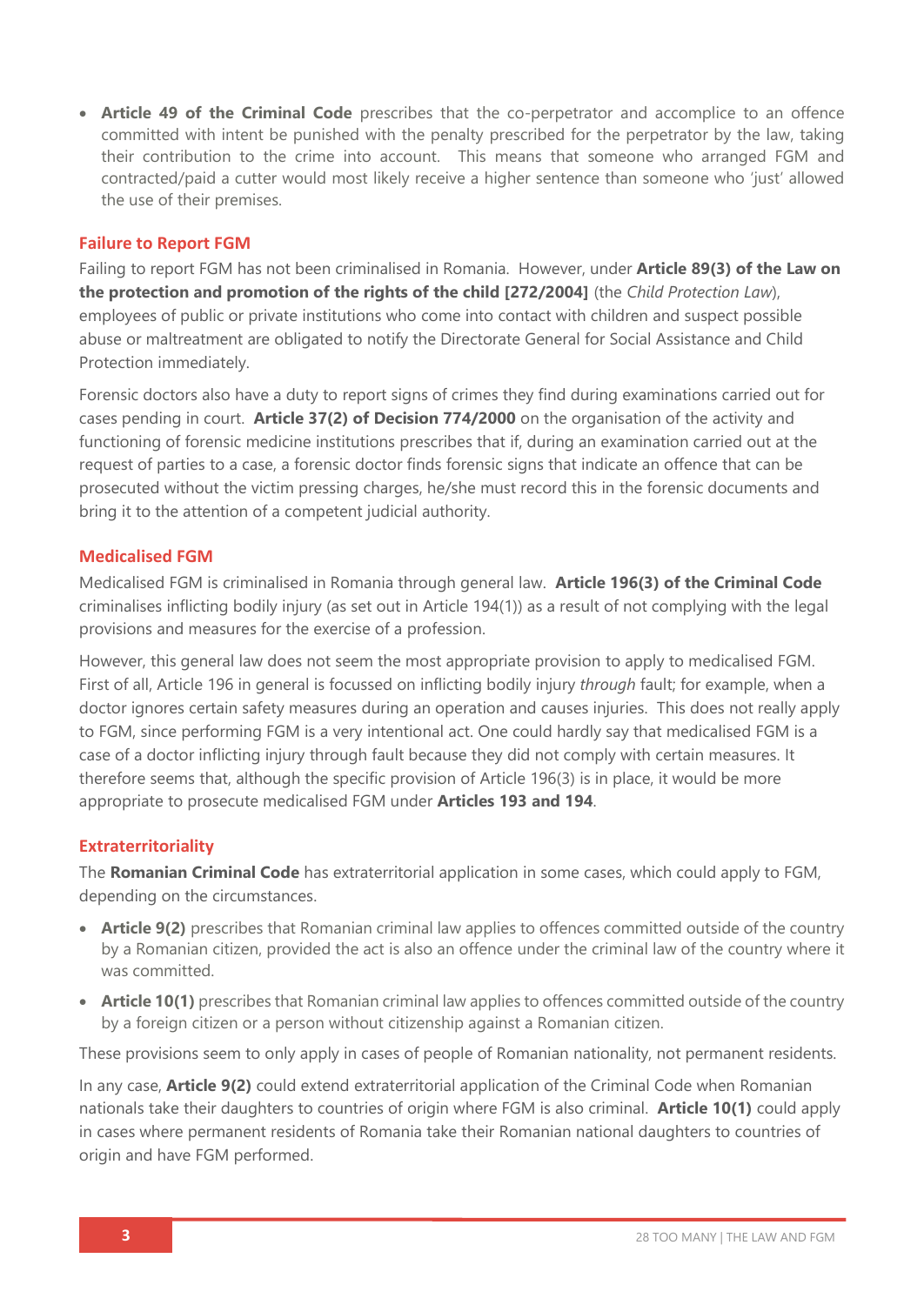- **Article 49 of the Criminal Code** prescribes that the co-perpetrator and accomplice to an offence committed with intent be punished with the penalty prescribed for the perpetrator by the law, taking their contribution to the crime into account. This means that someone who arranged FGM and contracted/paid a cutter would most likely receive a higher sentence than someone who 'just' allowed the use of their premises.

## Failure to Report FGM

Failing to report FGM has not been criminalised in Romania. However, under **Article 89(3) of the Law on the protection and promotion of the rights of the child [272/2004]** (the *Child Protection Law*), employees of public or private institutions who come into contact with children and suspect possible abuse or maltreatment are obligated to notify the Directorate General for Social Assistance and Child Protection immediately.

Forensic doctors also have a duty to report signs of crimes they find during examinations carried out for cases pending in court. **Article 37(2) of Decision 774/2000** on the organisation of the activity and functioning of forensic medicine institutions prescribes that if, during an examination carried out at the request of parties to a case, a forensic doctor finds forensic signs that indicate an offence that can be prosecuted without the victim pressing charges, he/she must record this in the forensic documents and bring it to the attention of a competent judicial authority.

## Medicalised FGM

Medicalised FGM is criminalised in Romania through general law. **Article 196(3) of the Criminal Code** criminalises inflicting bodily injury (as set out in Article 194(1)) as a result of not complying with the legal provisions and measures for the exercise of a profession.

However, this general law does not seem the most appropriate provision to apply to medicalised FGM. First of all, Article 196 in general is focussed on inflicting bodily injury *through* fault; for example, when a doctor ignores certain safety measures during an operation and causes injuries. This does not really apply to FGM, since performing FGM is a very intentional act. One could hardly say that medicalised FGM is a case of a doctor inflicting injury through fault because they did not comply with certain measures. It therefore seems that, although the specific provision of Article 196(3) is in place, it would be more appropriate to prosecute medicalised FGM under **Articles 193 and 194**.

## Extraterritoriality

The **Romanian Criminal Code** has extraterritorial application in some cases, which could apply to FGM, depending on the circumstances.

- **Article 9(2)** prescribes that Romanian criminal law applies to offences committed outside of the country by a Romanian citizen, provided the act is also an offence under the criminal law of the country where it was committed.
- **Article 10(1)** prescribes that Romanian criminal law applies to offences committed outside of the country by a foreign citizen or a person without citizenship against a Romanian citizen.

These provisions seem to only apply in cases of people of Romanian nationality, not permanent residents.

In any case, **Article 9(2)** could extend extraterritorial application of the Criminal Code when Romanian nationals take their daughters to countries of origin where FGM is also criminal. **Article 10(1)** could apply in cases where permanent residents of Romania take their Romanian national daughters to countries of origin and have FGM performed.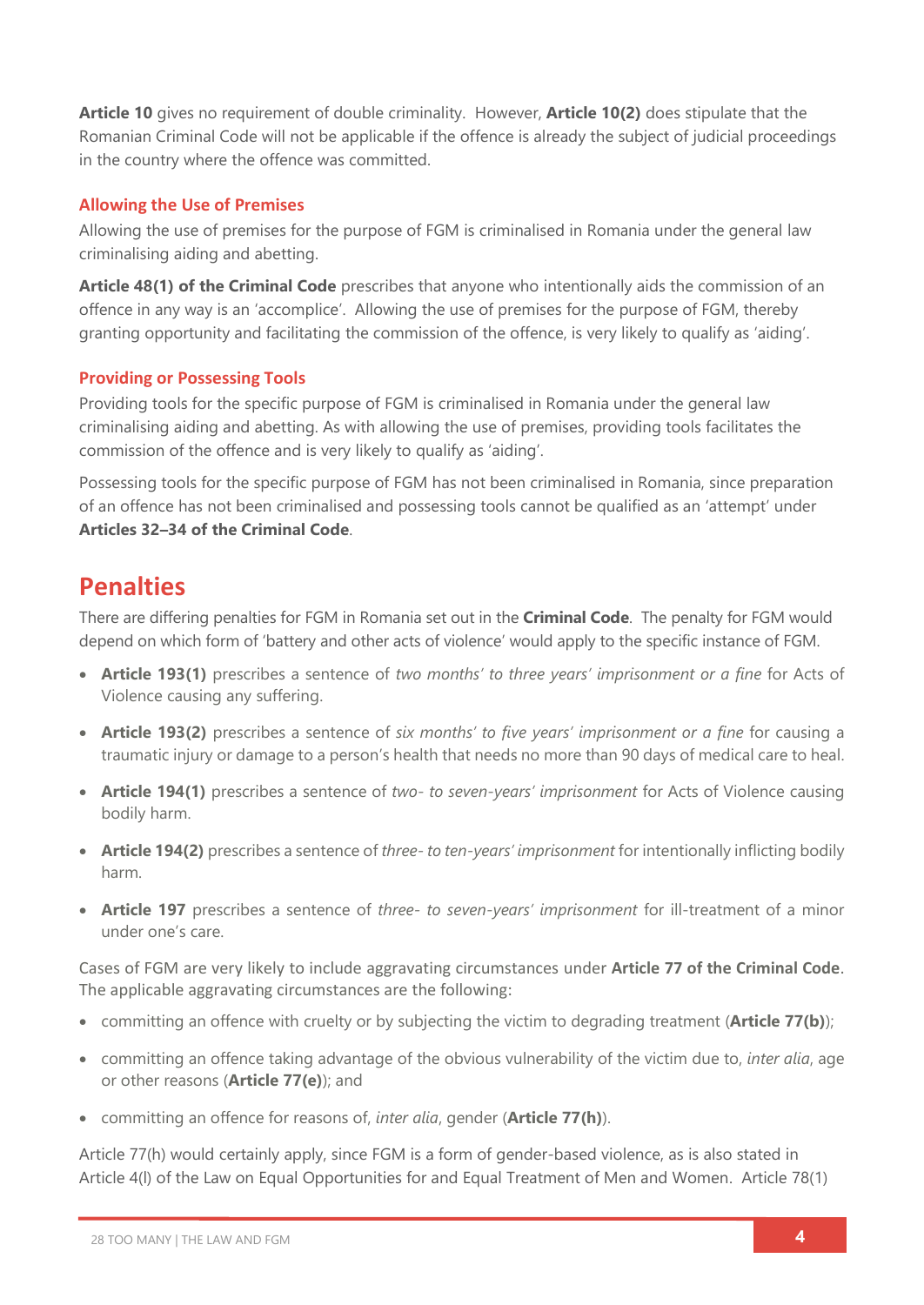**Article 10** gives no requirement of double criminality. However, **Article 10(2)** does stipulate that the Romanian Criminal Code will not be applicable if the offence is already the subject of judicial proceedings in the country where the offence was committed.

### Allowing the Use of Premises

Allowing the use of premises for the purpose of FGM is criminalised in Romania under the general law criminalising aiding and abetting.

**Article 48(1) of the Criminal Code** prescribes that anyone who intentionally aids the commission of an offence in any way is an 'accomplice'. Allowing the use of premises for the purpose of FGM, thereby granting opportunity and facilitating the commission of the offence, is very likely to qualify as 'aiding'.

### Providing or Possessing Tools

Providing tools for the specific purpose of FGM is criminalised in Romania under the general law criminalising aiding and abetting. As with allowing the use of premises, providing tools facilitates the commission of the offence and is very likely to qualify as 'aiding'.

Possessing tools for the specific purpose of FGM has not been criminalised in Romania, since preparation of an offence has not been criminalised and possessing tools cannot be qualified as an 'attempt' under **Articles 32–34 of the Criminal Code**.

## Penalties

There are differing penalties for FGM in Romania set out in the **Criminal Code**. The penalty for FGM would depend on which form of 'battery and other acts of violence' would apply to the specific instance of FGM.

- **Article 193(1)** prescribes a sentence of *two months' to three years' imprisonment or a fine* for Acts of Violence causing any suffering.
- **Article 193(2)** prescribes a sentence of *six months' to five years' imprisonment or a fine* for causing a traumatic injury or damage to a person's health that needs no more than 90 days of medical care to heal.
- **Article 194(1)** prescribes a sentence of *two- to seven-years' imprisonment* for Acts of Violence causing bodily harm.
- **Article 194(2)** prescribes a sentence of *three- to ten-years' imprisonment* for intentionally inflicting bodily harm.
- **Article 197** prescribes a sentence of *three- to seven-years' imprisonment* for ill-treatment of a minor under one's care.

Cases of FGM are very likely to include aggravating circumstances under **Article 77 of the Criminal Code**. The applicable aggravating circumstances are the following:

- committing an offence with cruelty or by subjecting the victim to degrading treatment (**Article 77(b)**);
- committing an offence taking advantage of the obvious vulnerability of the victim due to, *inter alia*, age or other reasons (**Article 77(e)**); and
- committing an offence for reasons of, *inter alia*, gender (**Article 77(h)**).

Article 77(h) would certainly apply, since FGM is a form of gender-based violence, as is also stated in Article 4(l) of the Law on Equal Opportunities for and Equal Treatment of Men and Women. Article 78(1)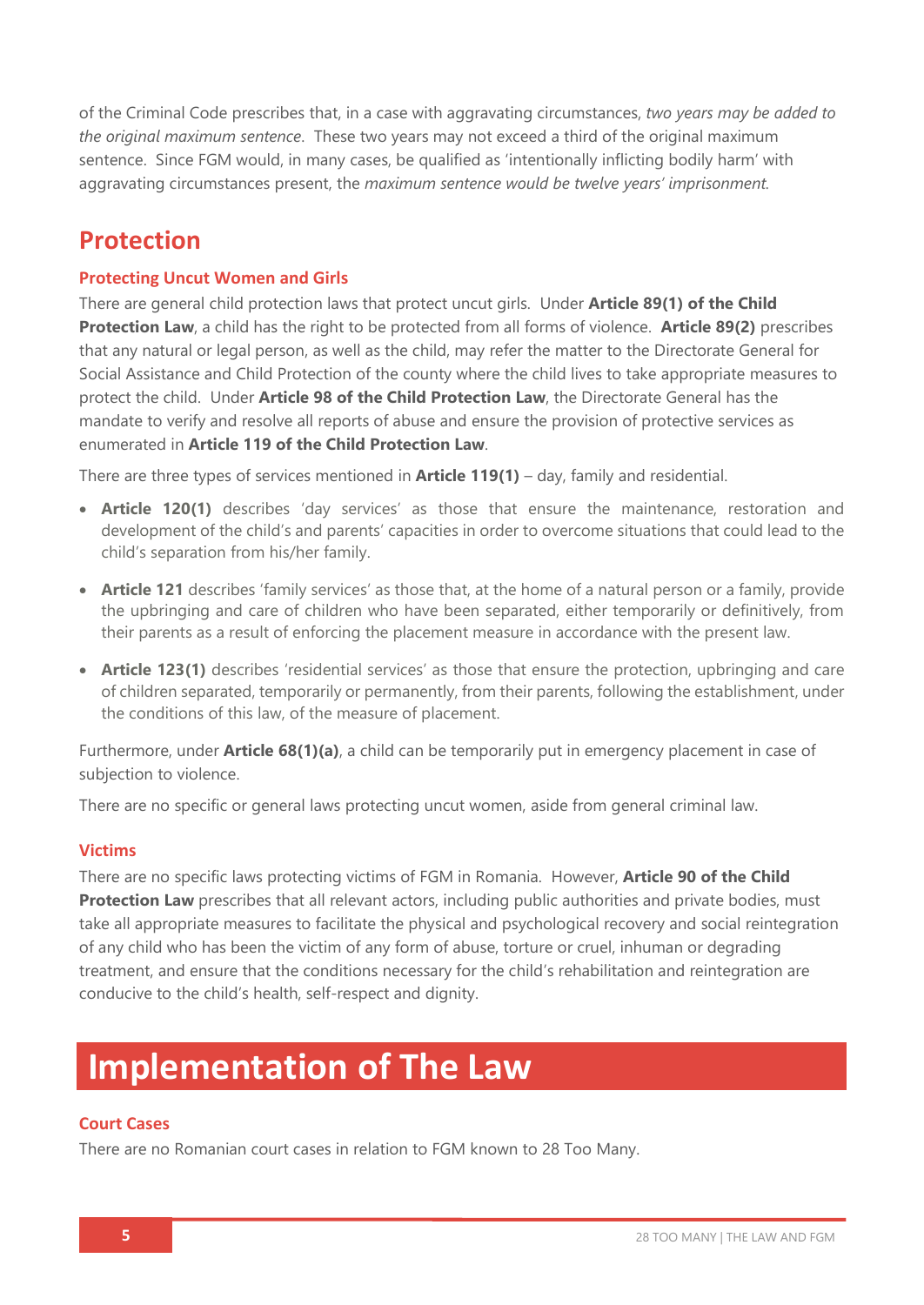of the Criminal Code prescribes that, in a case with aggravating circumstances, *two years may be added to the original maximum sentence*. These two years may not exceed a third of the original maximum sentence. Since FGM would, in many cases, be qualified as 'intentionally inflicting bodily harm' with aggravating circumstances present, the *maximum sentence would be twelve years' imprisonment.*

## Protection

### Protecting Uncut Women and Girls

There are general child protection laws that protect uncut girls. Under **Article 89(1) of the Child Protection Law**, a child has the right to be protected from all forms of violence. **Article 89(2)** prescribes that any natural or legal person, as well as the child, may refer the matter to the Directorate General for Social Assistance and Child Protection of the county where the child lives to take appropriate measures to protect the child. Under **Article 98 of the Child Protection Law**, the Directorate General has the mandate to verify and resolve all reports of abuse and ensure the provision of protective services as enumerated in **Article 119 of the Child Protection Law**.

There are three types of services mentioned in **Article 119(1)** – day, family and residential.

- **Article 120(1)** describes 'day services' as those that ensure the maintenance, restoration and development of the child's and parents' capacities in order to overcome situations that could lead to the child's separation from his/her family.
- **Article 121** describes 'family services' as those that, at the home of a natural person or a family, provide the upbringing and care of children who have been separated, either temporarily or definitively, from their parents as a result of enforcing the placement measure in accordance with the present law.
- **Article 123(1)** describes 'residential services' as those that ensure the protection, upbringing and care of children separated, temporarily or permanently, from their parents, following the establishment, under the conditions of this law, of the measure of placement.

Furthermore, under **Article 68(1)(a)**, a child can be temporarily put in emergency placement in case of subjection to violence.

There are no specific or general laws protecting uncut women, aside from general criminal law.

### Victims

There are no specific laws protecting victims of FGM in Romania. However, **Article 90 of the Child Protection Law** prescribes that all relevant actors, including public authorities and private bodies, must take all appropriate measures to facilitate the physical and psychological recovery and social reintegration of any child who has been the victim of any form of abuse, torture or cruel, inhuman or degrading treatment, and ensure that the conditions necessary for the child's rehabilitation and reintegration are conducive to the child's health, self-respect and dignity.

# Implementation of The Law

### Court Cases

There are no Romanian court cases in relation to FGM known to 28 Too Many.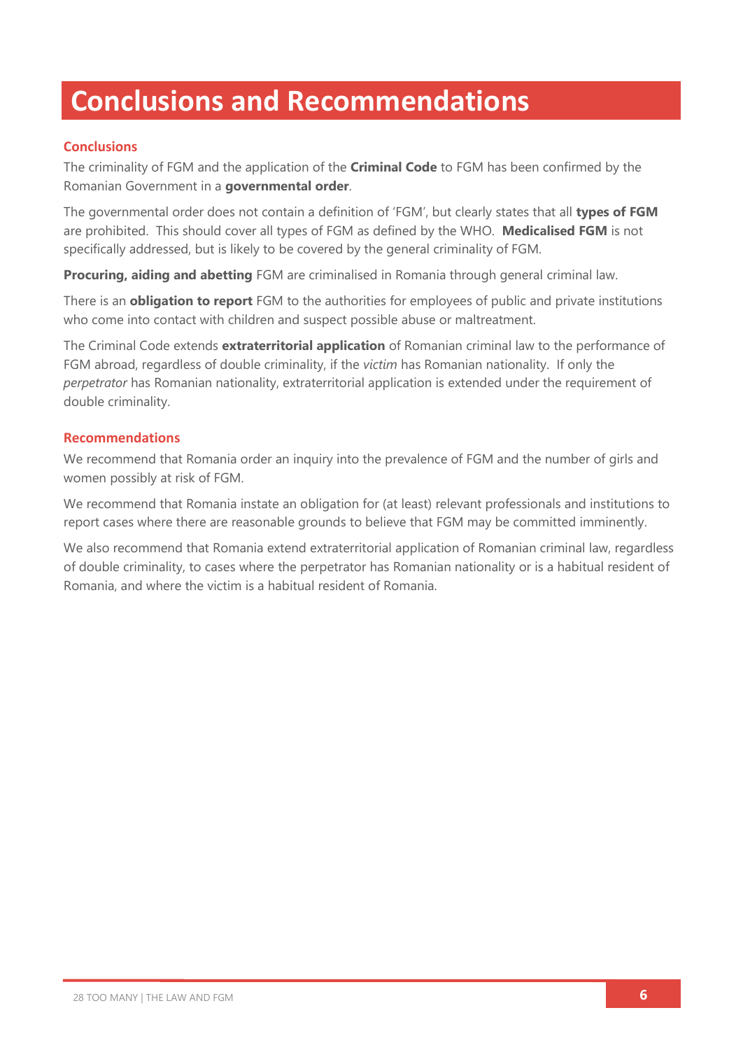# Conclusions and Recommendations

## Conclusions

The criminality of FGM and the application of the **Criminal Code** to FGM has been confirmed by the Romanian Government in a **governmental order**.

The governmental order does not contain a definition of 'FGM', but clearly states that all **types of FGM** are prohibited. This should cover all types of FGM as defined by the WHO. **Medicalised FGM** is not specifically addressed, but is likely to be covered by the general criminality of FGM.

**Procuring, aiding and abetting** FGM are criminalised in Romania through general criminal law.

There is an **obligation to report** FGM to the authorities for employees of public and private institutions who come into contact with children and suspect possible abuse or maltreatment.

The Criminal Code extends **extraterritorial application** of Romanian criminal law to the performance of FGM abroad, regardless of double criminality, if the *victim* has Romanian nationality. If only the *perpetrator* has Romanian nationality, extraterritorial application is extended under the requirement of double criminality.

## Recommendations

We recommend that Romania order an inquiry into the prevalence of FGM and the number of girls and women possibly at risk of FGM.

We recommend that Romania instate an obligation for (at least) relevant professionals and institutions to report cases where there are reasonable grounds to believe that FGM may be committed imminently.

We also recommend that Romania extend extraterritorial application of Romanian criminal law, regardless of double criminality, to cases where the perpetrator has Romanian nationality or is a habitual resident of Romania, and where the victim is a habitual resident of Romania.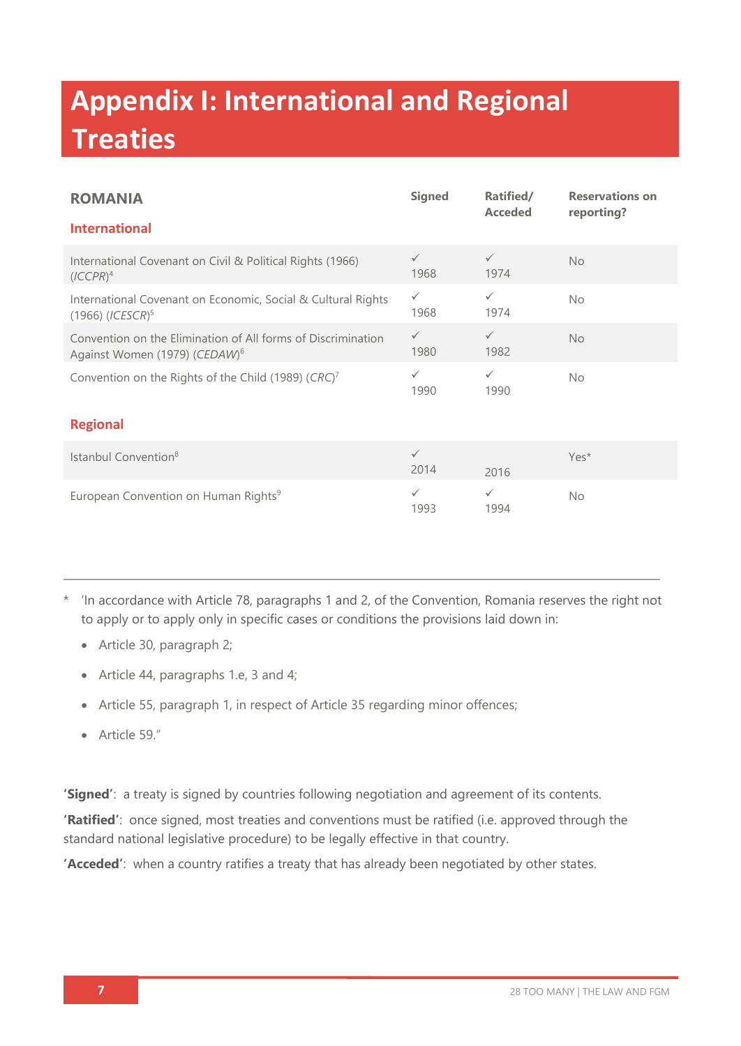# Appendix I: International and Regional Treaties

| ROMANIA | Signed | Ratified/ Acceded | Reservations on reporting? |
|---|---|---|---|
| **International** | | | |
| International Covenant on Civil & Political Rights (1966) (*ICCPR*)[4] | ✓ 1968 | ✓ 1974 | No |
| International Covenant on Economic, Social & Cultural Rights (1966) (*ICESCR*)[5] | ✓ 1968 | ✓ 1974 | No |
| Convention on the Elimination of All forms of Discrimination Against Women (1979) (*CEDAW*)[6] | ✓ 1980 | ✓ 1982 | No |
| Convention on the Rights of the Child (1989) (*CRC*)[7] | ✓ 1990 | ✓ 1990 | No |
| **Regional** | | | |
| Istanbul Convention[8] | ✓ 2014 | 2016 | Yes* |
| European Convention on Human Rights[9] | ✓ 1993 | ✓ 1994 | No |

\* 'In accordance with Article 78, paragraphs 1 and 2, of the Convention, Romania reserves the right not to apply or to apply only in specific cases or conditions the provisions laid down in:

- Article 30, paragraph 2;
- Article 44, paragraphs 1.e, 3 and 4;
- Article 55, paragraph 1, in respect of Article 35 regarding minor offences;
- Article 59."

**'Signed'**: a treaty is signed by countries following negotiation and agreement of its contents.

**'Ratified'**: once signed, most treaties and conventions must be ratified (i.e. approved through the standard national legislative procedure) to be legally effective in that country.

**'Acceded'**: when a country ratifies a treaty that has already been negotiated by other states.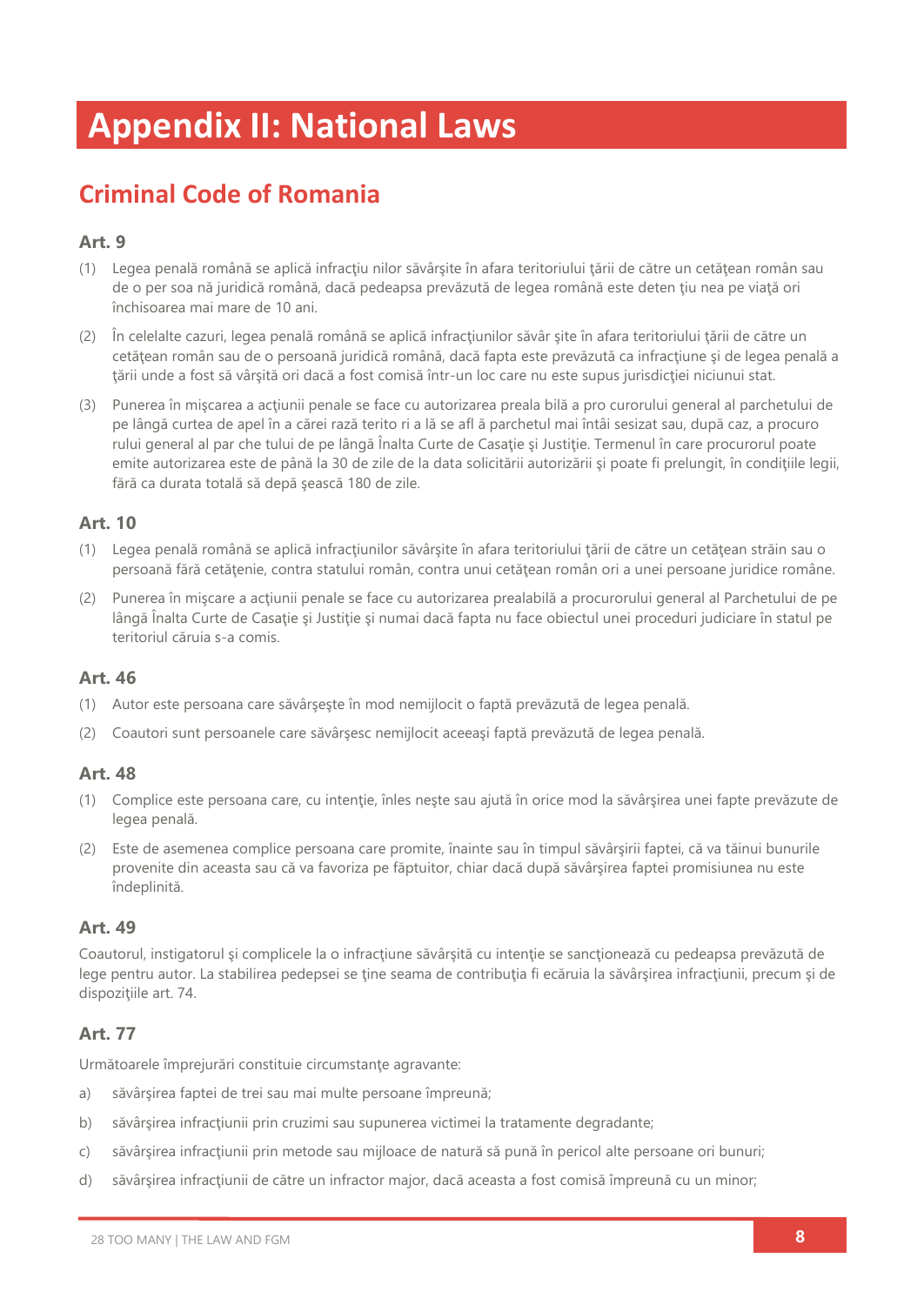# Appendix II: National Laws

## Criminal Code of Romania

### Art. 9

(1) Legea penală română se aplică infracţiu nilor săvârşite în afara teritoriului ţării de către un cetăţean român sau de o per soa nă juridică română, dacă pedeapsa prevăzută de legea română este deten ţiu nea pe viaţă ori închisoarea mai mare de 10 ani.

(2) În celelalte cazuri, legea penală română se aplică infracţiunilor săvâr şite în afara teritoriului ţării de către un cetăţean român sau de o persoană juridică română, dacă fapta este prevăzută ca infracţiune şi de legea penală a ţării unde a fost să vârşită ori dacă a fost comisă într-un loc care nu este supus jurisdicţiei niciunui stat.

(3) Punerea în mişcarea a acţiunii penale se face cu autorizarea preala bilă a pro curorului general al parchetului de pe lângă curtea de apel în a cărei rază terito ri a lă se afl ă parchetul mai întâi sesizat sau, după caz, a procuro rului general al par che tului de pe lângă Înalta Curte de Casaţie şi Justiţie. Termenul în care procurorul poate emite autorizarea este de până la 30 de zile de la data solicitării autorizării şi poate fi prelungit, în condiţiile legii, fără ca durata totală să depă şească 180 de zile.

### Art. 10

(1) Legea penală română se aplică infracţiunilor săvârşite în afara teritoriului ţării de către un cetăţean străin sau o persoană fără cetăţenie, contra statului român, contra unui cetăţean român ori a unei persoane juridice române.

(2) Punerea în mişcare a acţiunii penale se face cu autorizarea prealabilă a procurorului general al Parchetului de pe lângă Înalta Curte de Casaţie şi Justiţie şi numai dacă fapta nu face obiectul unei proceduri judiciare în statul pe teritoriul căruia s-a comis.

### Art. 46

(1) Autor este persoana care săvârşeşte în mod nemijlocit o faptă prevăzută de legea penală.

(2) Coautori sunt persoanele care săvârşesc nemijlocit aceeaşi faptă prevăzută de legea penală.

### Art. 48

(1) Complice este persoana care, cu intenţie, înles neşte sau ajută în orice mod la săvârşirea unei fapte prevăzute de legea penală.

(2) Este de asemenea complice persoana care promite, înainte sau în timpul săvârşirii faptei, că va tăinui bunurile provenite din aceasta sau că va favoriza pe făptuitor, chiar dacă după săvârşirea faptei promisiunea nu este îndeplinită.

### Art. 49

Coautorul, instigatorul şi complicele la o infracţiune săvârşită cu intenţie se sancţionează cu pedeapsa prevăzută de lege pentru autor. La stabilirea pedepsei se ţine seama de contribuţia fi ecăruia la săvârşirea infracţiunii, precum şi de dispoziţiile art. 74.

### Art. 77

Următoarele împrejurări constituie circumstanţe agravante:

a) săvârşirea faptei de trei sau mai multe persoane împreună;

b) săvârşirea infracţiunii prin cruzimi sau supunerea victimei la tratamente degradante;

c) săvârşirea infracţiunii prin metode sau mijloace de natură să pună în pericol alte persoane ori bunuri;

d) săvârşirea infracţiunii de către un infractor major, dacă aceasta a fost comisă împreună cu un minor;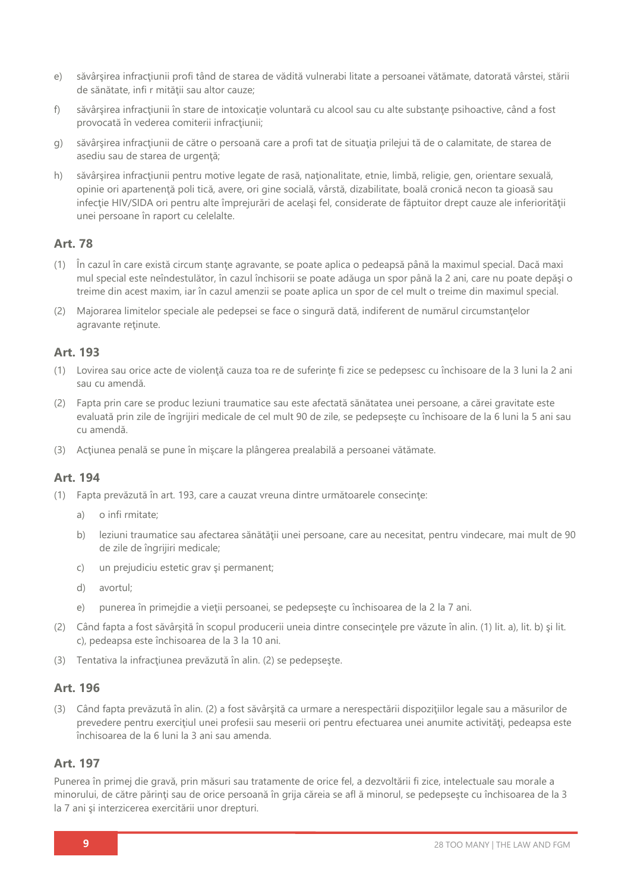e) săvârşirea infracţiunii profi tând de starea de vădită vulnerabi litate a persoanei vătămate, datorată vârstei, stării de sănătate, infi r mităţii sau altor cauze;

f) săvârşirea infracţiunii în stare de intoxicaţie voluntară cu alcool sau cu alte substanţe psihoactive, când a fost provocată în vederea comiterii infracţiunii;

g) săvârşirea infracţiunii de către o persoană care a profi tat de situaţia prilejui tă de o calamitate, de starea de asediu sau de starea de urgenţă;

h) săvârşirea infracţiunii pentru motive legate de rasă, naţionalitate, etnie, limbă, religie, gen, orientare sexuală, opinie ori apartenenţă poli tică, avere, ori gine socială, vârstă, dizabilitate, boală cronică necon ta gioasă sau infecţie HIV/SIDA ori pentru alte împrejurări de acelaşi fel, considerate de făptuitor drept cauze ale inferiorităţii unei persoane în raport cu celelalte.

### Art. 78

(1) În cazul în care există circum stanţe agravante, se poate aplica o pedeapsă până la maximul special. Dacă maxi mul special este neîndestulător, în cazul închisorii se poate adăuga un spor până la 2 ani, care nu poate depăşi o treime din acest maxim, iar în cazul amenzii se poate aplica un spor de cel mult o treime din maximul special.

(2) Majorarea limitelor speciale ale pedepsei se face o singură dată, indiferent de numărul circumstanţelor agravante reţinute.

### Art. 193

(1) Lovirea sau orice acte de violenţă cauza toa re de suferinţe fi zice se pedepsesc cu închisoare de la 3 luni la 2 ani sau cu amendă.

(2) Fapta prin care se produc leziuni traumatice sau este afectată sănătatea unei persoane, a cărei gravitate este evaluată prin zile de îngrijiri medicale de cel mult 90 de zile, se pedepseşte cu închisoare de la 6 luni la 5 ani sau cu amendă.

(3) Acţiunea penală se pune în mişcare la plângerea prealabilă a persoanei vătămate.

### Art. 194

(1) Fapta prevăzută în art. 193, care a cauzat vreuna dintre următoarele consecinţe:

   a) o infi rmitate;

   b) leziuni traumatice sau afectarea sănătăţii unei persoane, care au necesitat, pentru vindecare, mai mult de 90 de zile de îngrijiri medicale;

   c) un prejudiciu estetic grav şi permanent;

   d) avortul;

   e) punerea în primejdie a vieţii persoanei, se pedepseşte cu închisoarea de la 2 la 7 ani.

(2) Când fapta a fost săvârşită în scopul producerii uneia dintre consecinţele pre văzute în alin. (1) lit. a), lit. b) şi lit. c), pedeapsa este închisoarea de la 3 la 10 ani.

(3) Tentativa la infracţiunea prevăzută în alin. (2) se pedepseşte.

### Art. 196

(3) Când fapta prevăzută în alin. (2) a fost săvârşită ca urmare a nerespectării dispoziţiilor legale sau a măsurilor de prevedere pentru exerciţiul unei profesii sau meserii ori pentru efectuarea unei anumite activităţi, pedeapsa este închisoarea de la 6 luni la 3 ani sau amenda.

### Art. 197

Punerea în primej die gravă, prin măsuri sau tratamente de orice fel, a dezvoltării fi zice, intelectuale sau morale a minorului, de către părinţi sau de orice persoană în grija căreia se afl ă minorul, se pedepseşte cu închisoarea de la 3 la 7 ani şi interzicerea exercitării unor drepturi.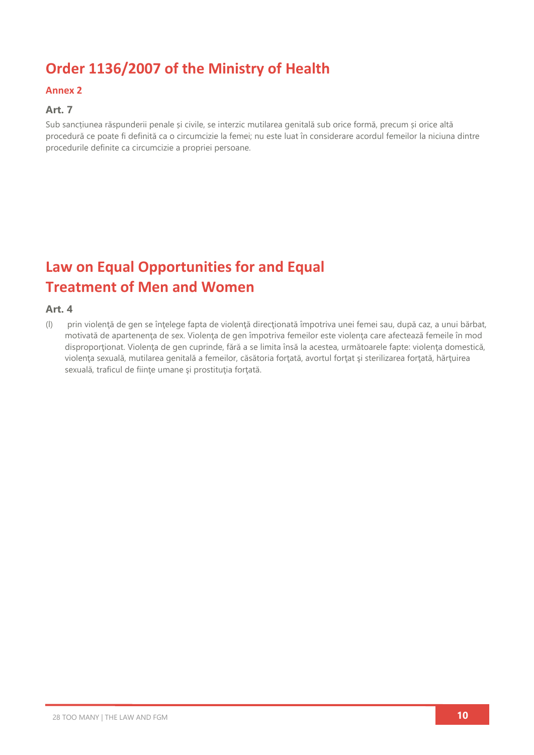## Order 1136/2007 of the Ministry of Health

### Annex 2

### Art. 7

Sub sancțiunea răspunderii penale și civile, se interzic mutilarea genitală sub orice formă, precum și orice altă procedură ce poate fi definită ca o circumcizie la femei; nu este luat în considerare acordul femeilor la niciuna dintre procedurile definite ca circumcizie a propriei persoane.

## Law on Equal Opportunities for and Equal Treatment of Men and Women

### Art. 4

(l) prin violenţă de gen se înţelege fapta de violenţă direcţionată împotriva unei femei sau, după caz, a unui bărbat, motivată de apartenenţa de sex. Violenţa de gen împotriva femeilor este violenţa care afectează femeile în mod disproporţionat. Violenţa de gen cuprinde, fără a se limita însă la acestea, următoarele fapte: violenţa domestică, violenţa sexuală, mutilarea genitală a femeilor, căsătoria forţată, avortul forţat şi sterilizarea forţată, hărţuirea sexuală, traficul de fiinţe umane şi prostituţia forţată.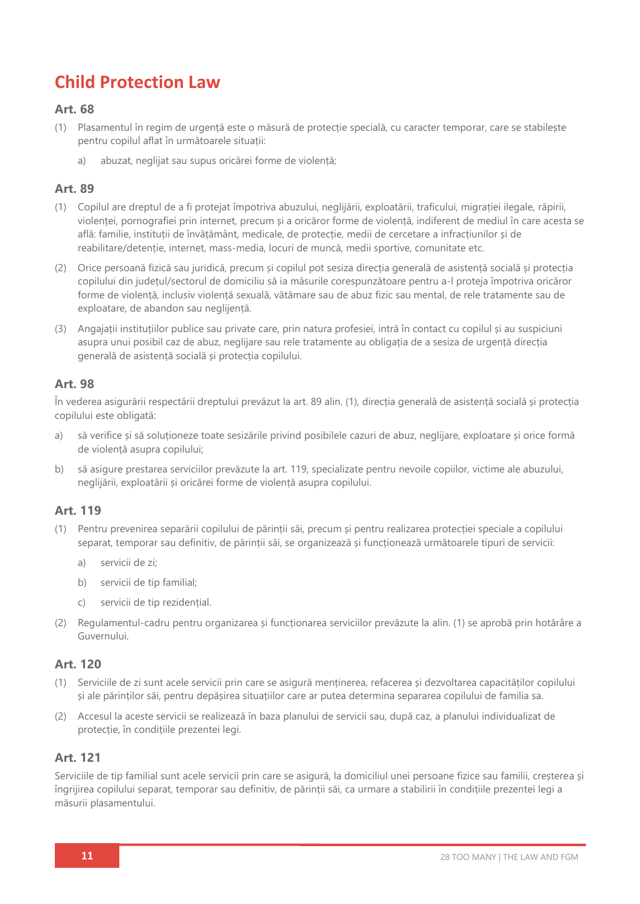# Child Protection Law

### Art. 68

(1) Plasamentul în regim de urgență este o măsură de protecție specială, cu caracter temporar, care se stabilește pentru copilul aflat în următoarele situații:

   a) abuzat, neglijat sau supus oricărei forme de violență;

### Art. 89

(1) Copilul are dreptul de a fi protejat împotriva abuzului, neglijării, exploatării, traficului, migrației ilegale, răpirii, violenței, pornografiei prin internet, precum și a oricăror forme de violență, indiferent de mediul în care acesta se află: familie, instituții de învățământ, medicale, de protecție, medii de cercetare a infracțiunilor și de reabilitare/detenție, internet, mass-media, locuri de muncă, medii sportive, comunitate etc.

(2) Orice persoană fizică sau juridică, precum și copilul pot sesiza direcția generală de asistență socială și protecția copilului din județul/sectorul de domiciliu să ia măsurile corespunzătoare pentru a-l proteja împotriva oricăror forme de violență, inclusiv violență sexuală, vătămare sau de abuz fizic sau mental, de rele tratamente sau de exploatare, de abandon sau neglijență.

(3) Angajații instituțiilor publice sau private care, prin natura profesiei, intră în contact cu copilul și au suspiciuni asupra unui posibil caz de abuz, neglijare sau rele tratamente au obligația de a sesiza de urgență direcția generală de asistență socială și protecția copilului.

### Art. 98

În vederea asigurării respectării dreptului prevăzut la art. 89 alin. (1), direcția generală de asistență socială și protecția copilului este obligată:

a) să verifice și să soluționeze toate sesizările privind posibilele cazuri de abuz, neglijare, exploatare și orice formă de violență asupra copilului;

b) să asigure prestarea serviciilor prevăzute la art. 119, specializate pentru nevoile copiilor, victime ale abuzului, neglijării, exploatării și oricărei forme de violență asupra copilului.

### Art. 119

(1) Pentru prevenirea separării copilului de părinții săi, precum și pentru realizarea protecției speciale a copilului separat, temporar sau definitiv, de părinții săi, se organizează și funcționează următoarele tipuri de servicii:

   a) servicii de zi;

   b) servicii de tip familial;

   c) servicii de tip rezidențial.

(2) Regulamentul-cadru pentru organizarea și funcționarea serviciilor prevăzute la alin. (1) se aprobă prin hotărâre a Guvernului.

### Art. 120

(1) Serviciile de zi sunt acele servicii prin care se asigură menținerea, refacerea și dezvoltarea capacităților copilului și ale părinților săi, pentru depășirea situațiilor care ar putea determina separarea copilului de familia sa.

(2) Accesul la aceste servicii se realizează în baza planului de servicii sau, după caz, a planului individualizat de protecție, în condițiile prezentei legi.

### Art. 121

Serviciile de tip familial sunt acele servicii prin care se asigură, la domiciliul unei persoane fizice sau familii, creșterea și îngrijirea copilului separat, temporar sau definitiv, de părinții săi, ca urmare a stabilirii în condițiile prezentei legi a măsurii plasamentului.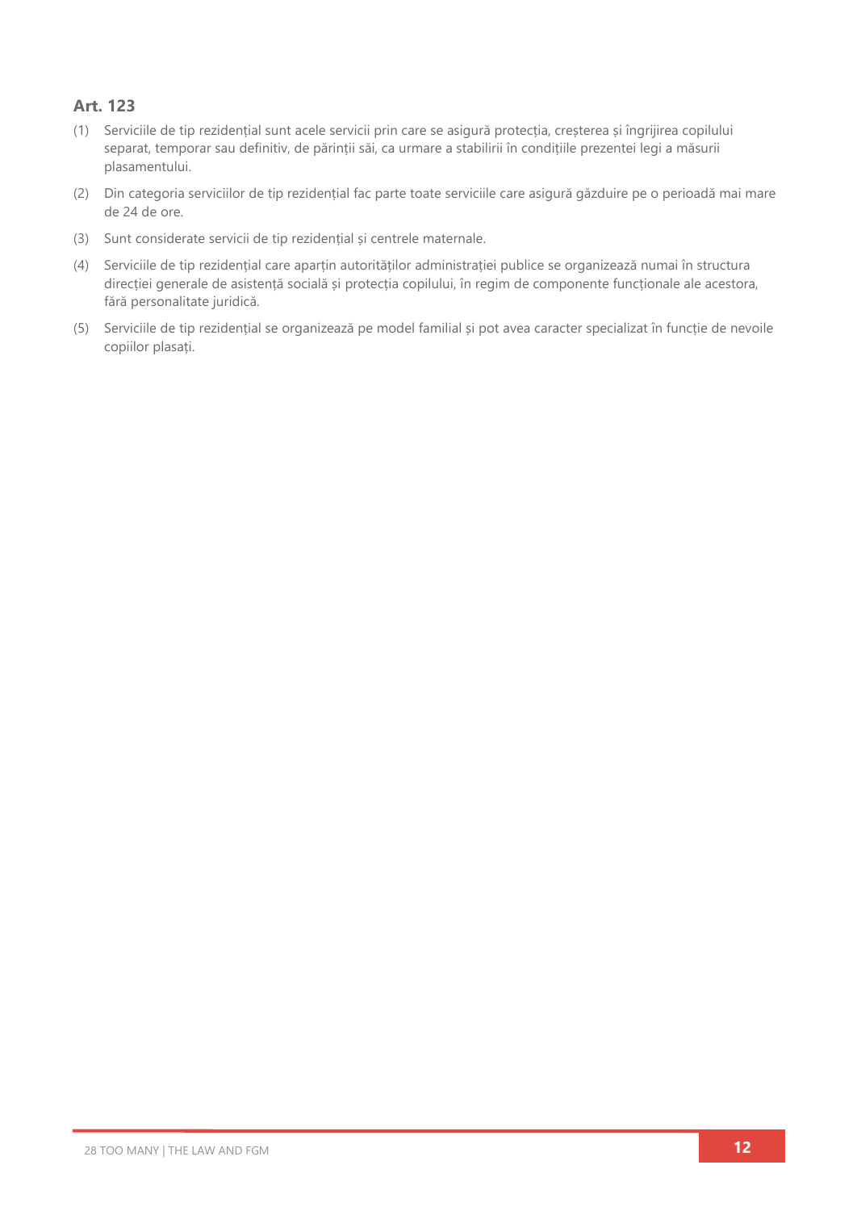### Art. 123

(1) Serviciile de tip rezidențial sunt acele servicii prin care se asigură protecția, creșterea și îngrijirea copilului separat, temporar sau definitiv, de părinții săi, ca urmare a stabilirii în condițiile prezentei legi a măsurii plasamentului.

(2) Din categoria serviciilor de tip rezidențial fac parte toate serviciile care asigură găzduire pe o perioadă mai mare de 24 de ore.

(3) Sunt considerate servicii de tip rezidențial și centrele maternale.

(4) Serviciile de tip rezidențial care aparțin autorităților administrației publice se organizează numai în structura direcției generale de asistență socială și protecția copilului, în regim de componente funcționale ale acestora, fără personalitate juridică.

(5) Serviciile de tip rezidențial se organizează pe model familial și pot avea caracter specializat în funcție de nevoile copiilor plasați.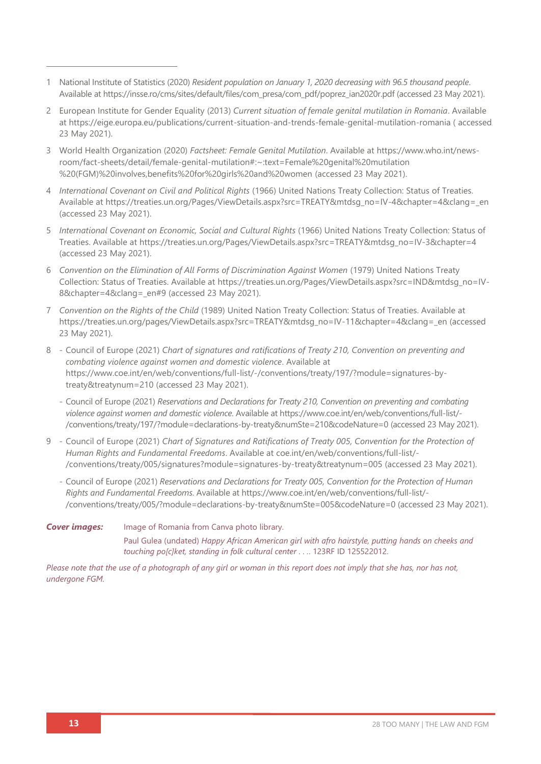1 National Institute of Statistics (2020) *Resident population on January 1, 2020 decreasing with 96.5 thousand people*. Available at https://insse.ro/cms/sites/default/files/com_presa/com_pdf/poprez_ian2020r.pdf (accessed 23 May 2021).

2 European Institute for Gender Equality (2013) *Current situation of female genital mutilation in Romania*. Available at https://eige.europa.eu/publications/current-situation-and-trends-female-genital-mutilation-romania ( accessed 23 May 2021).

3 World Health Organization (2020) *Factsheet: Female Genital Mutilation*. Available at https://www.who.int/news-room/fact-sheets/detail/female-genital-mutilation#:~:text=Female%20genital%20mutilation%20(FGM)%20involves,benefits%20for%20girls%20and%20women (accessed 23 May 2021).

4 *International Covenant on Civil and Political Rights* (1966) United Nations Treaty Collection: Status of Treaties. Available at https://treaties.un.org/Pages/ViewDetails.aspx?src=TREATY&mtdsg_no=IV-4&chapter=4&clang=_en (accessed 23 May 2021).

5 *International Covenant on Economic, Social and Cultural Rights* (1966) United Nations Treaty Collection: Status of Treaties. Available at https://treaties.un.org/Pages/ViewDetails.aspx?src=TREATY&mtdsg_no=IV-3&chapter=4 (accessed 23 May 2021).

6 *Convention on the Elimination of All Forms of Discrimination Against Women* (1979) United Nations Treaty Collection: Status of Treaties. Available at https://treaties.un.org/Pages/ViewDetails.aspx?src=IND&mtdsg_no=IV-8&chapter=4&clang=_en#9 (accessed 23 May 2021).

7 *Convention on the Rights of the Child* (1989) United Nation Treaty Collection: Status of Treaties. Available at https://treaties.un.org/pages/ViewDetails.aspx?src=TREATY&mtdsg_no=IV-11&chapter=4&clang=_en (accessed 23 May 2021).

8
- Council of Europe (2021) *Chart of signatures and ratifications of Treaty 210, Convention on preventing and combating violence against women and domestic violence*. Available at https://www.coe.int/en/web/conventions/full-list/-/conventions/treaty/197/?module=signatures-by-treaty&treatynum=210 (accessed 23 May 2021).
- Council of Europe (2021) *Reservations and Declarations for Treaty 210, Convention on preventing and combating violence against women and domestic violence*. Available at https://www.coe.int/en/web/conventions/full-list/-/conventions/treaty/197/?module=declarations-by-treaty&numSte=210&codeNature=0 (accessed 23 May 2021).

9
- Council of Europe (2021) *Chart of Signatures and Ratifications of Treaty 005, Convention for the Protection of Human Rights and Fundamental Freedoms*. Available at coe.int/en/web/conventions/full-list/-/conventions/treaty/005/signatures?module=signatures-by-treaty&treatynum=005 (accessed 23 May 2021).
- Council of Europe (2021) *Reservations and Declarations for Treaty 005, Convention for the Protection of Human Rights and Fundamental Freedoms.* Available at https://www.coe.int/en/web/conventions/full-list/-/conventions/treaty/005/?module=declarations-by-treaty&numSte=005&codeNature=0 (accessed 23 May 2021).

***Cover images:*** Image of Romania from Canva photo library.

Paul Gulea (undated) *Happy African American girl with afro hairstyle, putting hands on cheeks and touching po[c]ket, standing in folk cultural center . . ..* 123RF ID 125522012.

*Please note that the use of a photograph of any girl or woman in this report does not imply that she has, nor has not, undergone FGM.*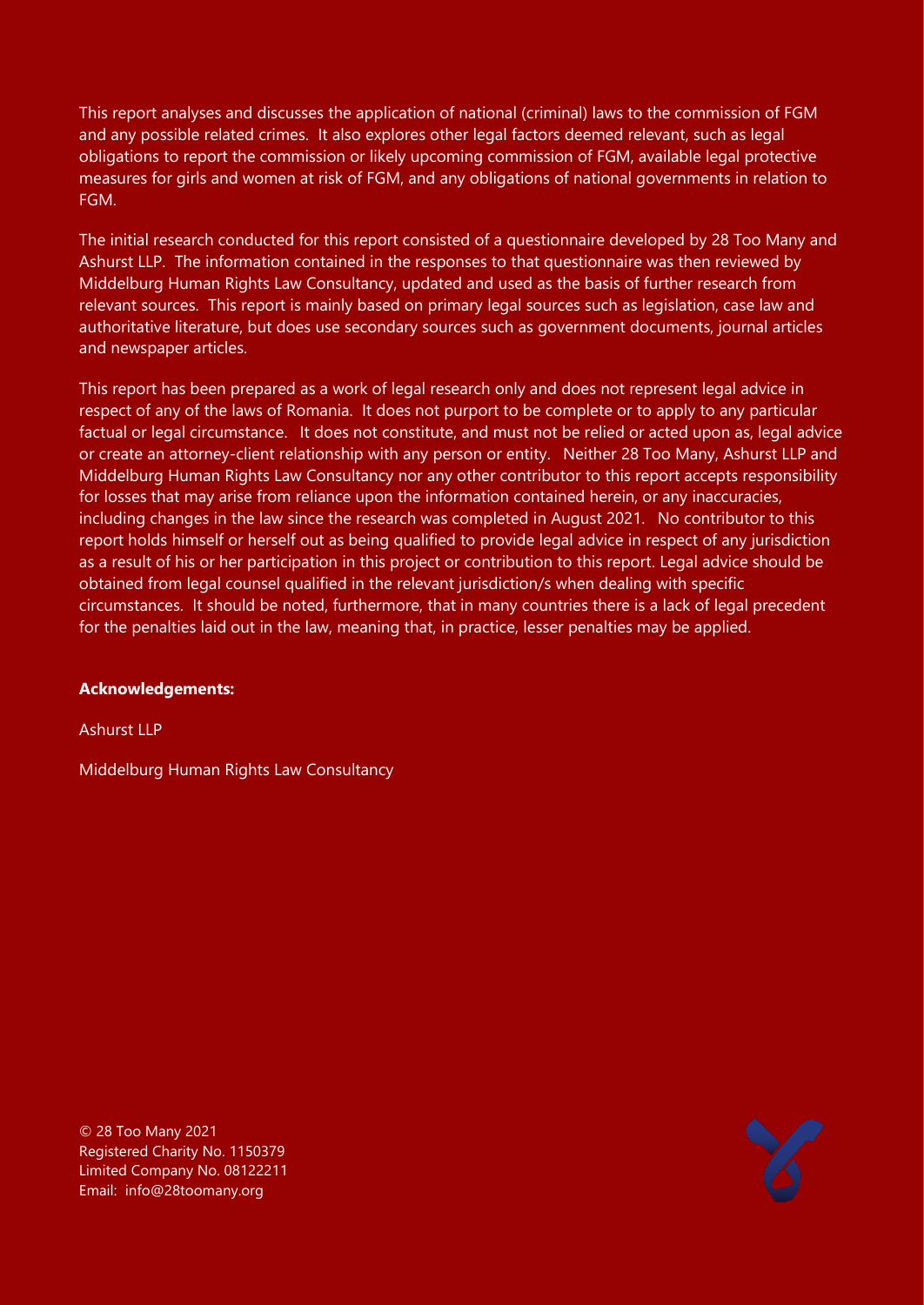This report analyses and discusses the application of national (criminal) laws to the commission of FGM and any possible related crimes. It also explores other legal factors deemed relevant, such as legal obligations to report the commission or likely upcoming commission of FGM, available legal protective measures for girls and women at risk of FGM, and any obligations of national governments in relation to FGM.

The initial research conducted for this report consisted of a questionnaire developed by 28 Too Many and Ashurst LLP. The information contained in the responses to that questionnaire was then reviewed by Middelburg Human Rights Law Consultancy, updated and used as the basis of further research from relevant sources. This report is mainly based on primary legal sources such as legislation, case law and authoritative literature, but does use secondary sources such as government documents, journal articles and newspaper articles.

This report has been prepared as a work of legal research only and does not represent legal advice in respect of any of the laws of Romania. It does not purport to be complete or to apply to any particular factual or legal circumstance. It does not constitute, and must not be relied or acted upon as, legal advice or create an attorney-client relationship with any person or entity. Neither 28 Too Many, Ashurst LLP and Middelburg Human Rights Law Consultancy nor any other contributor to this report accepts responsibility for losses that may arise from reliance upon the information contained herein, or any inaccuracies, including changes in the law since the research was completed in August 2021. No contributor to this report holds himself or herself out as being qualified to provide legal advice in respect of any jurisdiction as a result of his or her participation in this project or contribution to this report. Legal advice should be obtained from legal counsel qualified in the relevant jurisdiction/s when dealing with specific circumstances. It should be noted, furthermore, that in many countries there is a lack of legal precedent for the penalties laid out in the law, meaning that, in practice, lesser penalties may be applied.

**Acknowledgements:**

Ashurst LLP

Middelburg Human Rights Law Consultancy

© 28 Too Many 2021
Registered Charity No. 1150379
Limited Company No. 08122211
Email: info@28toomany.org